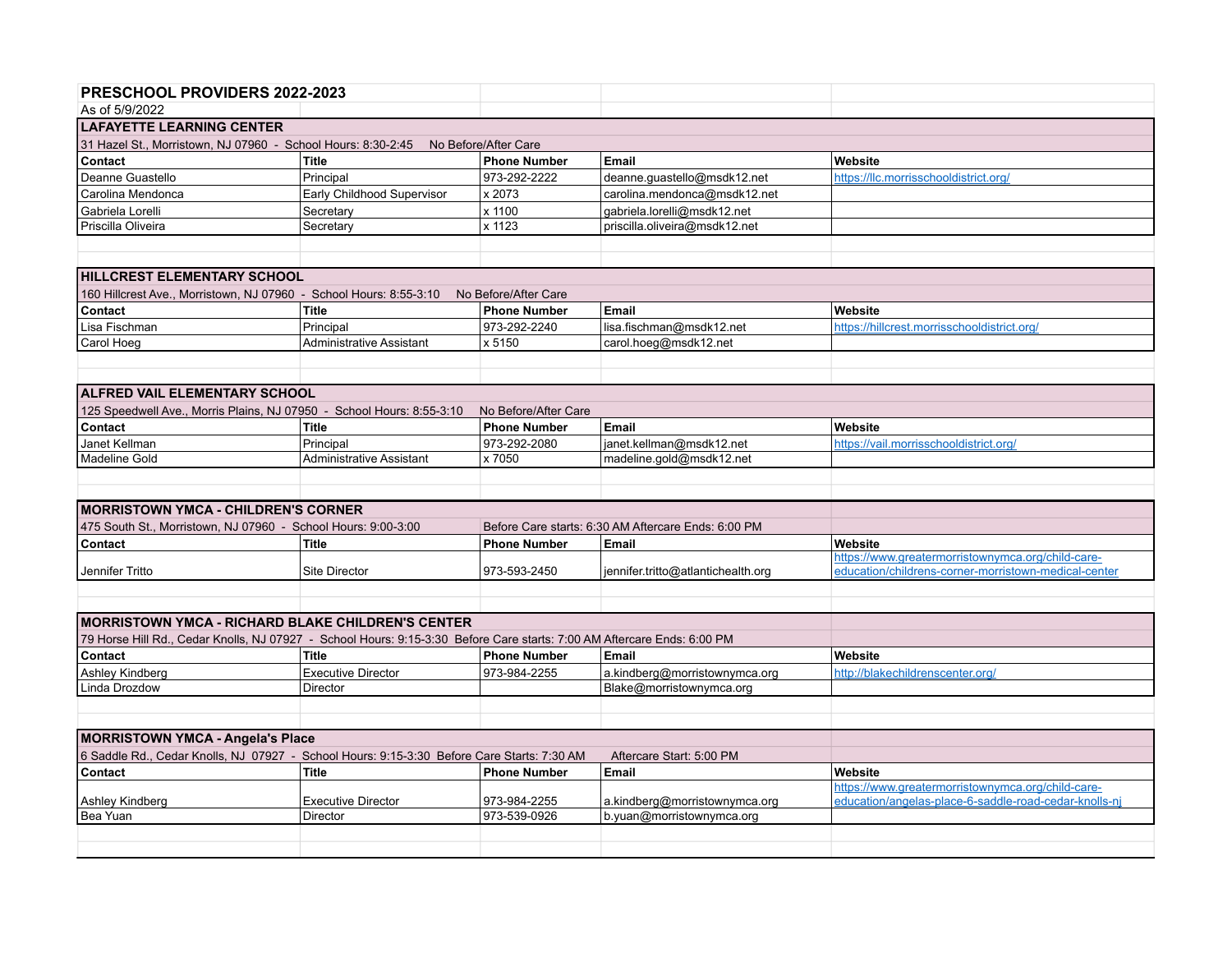# PRESCHOOL PROVIDERS 2022-2023

As of 5/9/2022

## LAFAYETTE LEARNING CENTER

31 Hazel St., Morristown, NJ 07960 - School Hours: 8:30-2:45 No Before/After Care

| Contact | Title | Phone Number | Email | Website |
|---|---|---|---|---|
| Deanne Guastello | Principal | 973-292-2222 | deanne.guastello@msdk12.net | https://llc.morrisschooldistrict.org/ |
| Carolina Mendonca | Early Childhood Supervisor | x 2073 | carolina.mendonca@msdk12.net | |
| Gabriela Lorelli | Secretary | x 1100 | gabriela.lorelli@msdk12.net | |
| Priscilla Oliveira | Secretary | x 1123 | priscilla.oliveira@msdk12.net | |

## HILLCREST ELEMENTARY SCHOOL

160 Hillcrest Ave., Morristown, NJ 07960 - School Hours: 8:55-3:10 No Before/After Care

| Contact | Title | Phone Number | Email | Website |
|---|---|---|---|---|
| Lisa Fischman | Principal | 973-292-2240 | lisa.fischman@msdk12.net | https://hillcrest.morrisschooldistrict.org/ |
| Carol Hoeg | Administrative Assistant | x 5150 | carol.hoeg@msdk12.net | |

## ALFRED VAIL ELEMENTARY SCHOOL

125 Speedwell Ave., Morris Plains, NJ 07950 - School Hours: 8:55-3:10 No Before/After Care

| Contact | Title | Phone Number | Email | Website |
|---|---|---|---|---|
| Janet Kellman | Principal | 973-292-2080 | janet.kellman@msdk12.net | https://vail.morrisschooldistrict.org/ |
| Madeline Gold | Administrative Assistant | x 7050 | madeline.gold@msdk12.net | |

## MORRISTOWN YMCA - CHILDREN'S CORNER

475 South St., Morristown, NJ 07960 - School Hours: 9:00-3:00 Before Care starts: 6:30 AM Aftercare Ends: 6:00 PM

| Contact | Title | Phone Number | Email | Website |
|---|---|---|---|---|
| Jennifer Tritto | Site Director | 973-593-2450 | jennifer.tritto@atlantichealth.org | https://www.greatermorristownymca.org/child-care-education/childrens-corner-morristown-medical-center |

## MORRISTOWN YMCA - RICHARD BLAKE CHILDREN'S CENTER

79 Horse Hill Rd., Cedar Knolls, NJ 07927 - School Hours: 9:15-3:30 Before Care starts: 7:00 AM Aftercare Ends: 6:00 PM

| Contact | Title | Phone Number | Email | Website |
|---|---|---|---|---|
| Ashley Kindberg | Executive Director | 973-984-2255 | a.kindberg@morristownymca.org | http://blakechildrenscenter.org/ |
| Linda Drozdow | Director | | Blake@morristownymca.org | |

## MORRISTOWN YMCA - Angela's Place

6 Saddle Rd., Cedar Knolls, NJ 07927 - School Hours: 9:15-3:30 Before Care Starts: 7:30 AM Aftercare Start: 5:00 PM

| Contact | Title | Phone Number | Email | Website |
|---|---|---|---|---|
| Ashley Kindberg | Executive Director | 973-984-2255 | a.kindberg@morristownymca.org | https://www.greatermorristownymca.org/child-care-education/angelas-place-6-saddle-road-cedar-knolls-nj |
| Bea Yuan | Director | 973-539-0926 | b.yuan@morristownymca.org | |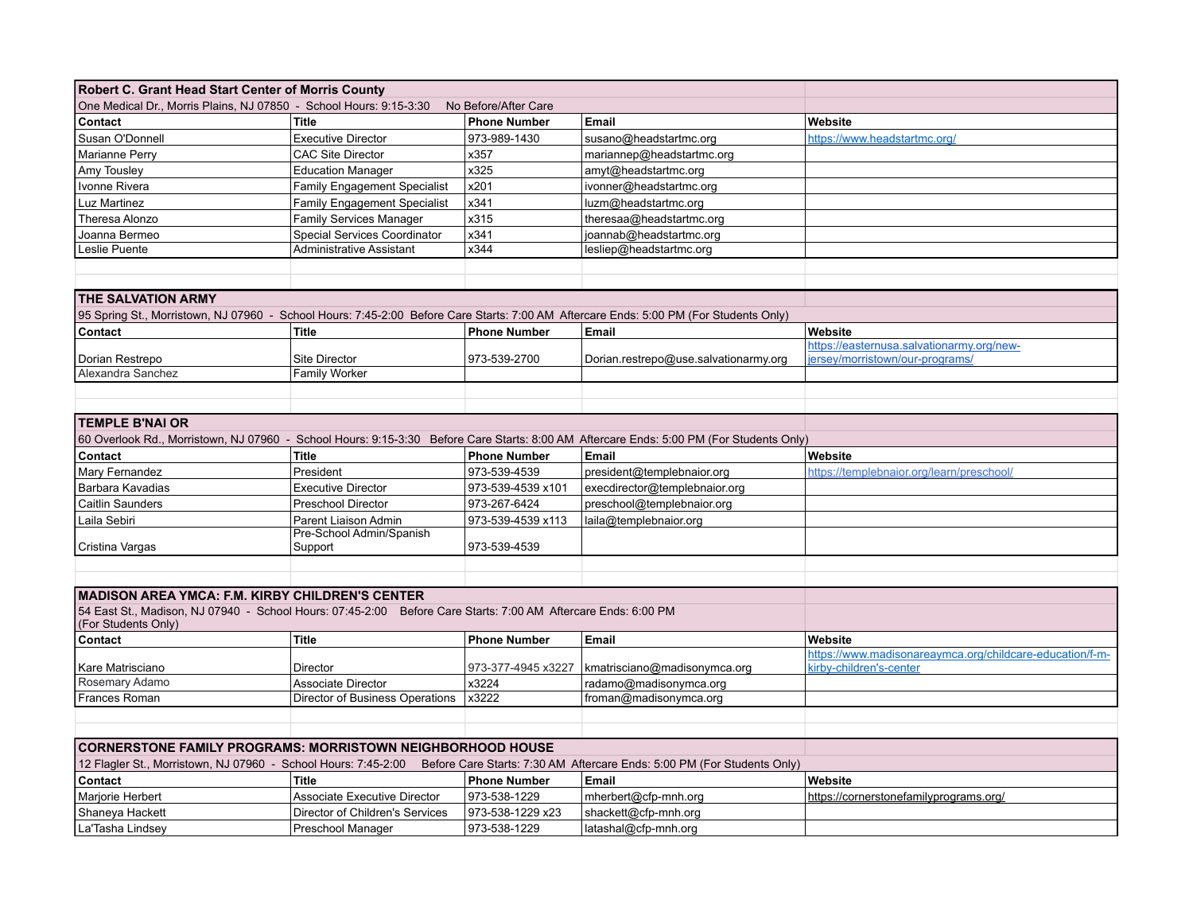## Robert C. Grant Head Start Center of Morris County

One Medical Dr., Morris Plains, NJ 07850 - School Hours: 9:15-3:30 No Before/After Care

| Contact | Title | Phone Number | Email | Website |
|---|---|---|---|---|
| Susan O'Donnell | Executive Director | 973-989-1430 | susano@headstartmc.org | https://www.headstartmc.org/ |
| Marianne Perry | CAC Site Director | x357 | mariannep@headstartmc.org | |
| Amy Tousley | Education Manager | x325 | amyt@headstartmc.org | |
| Ivonne Rivera | Family Engagement Specialist | x201 | ivonner@headstartmc.org | |
| Luz Martinez | Family Engagement Specialist | x341 | luzm@headstartmc.org | |
| Theresa Alonzo | Family Services Manager | x315 | theresaa@headstartmc.org | |
| Joanna Bermeo | Special Services Coordinator | x341 | joannab@headstartmc.org | |
| Leslie Puente | Administrative Assistant | x344 | lesliep@headstartmc.org | |

## THE SALVATION ARMY

95 Spring St., Morristown, NJ 07960 - School Hours: 7:45-2:00 Before Care Starts: 7:00 AM Aftercare Ends: 5:00 PM (For Students Only)

| Contact | Title | Phone Number | Email | Website |
|---|---|---|---|---|
| Dorian Restrepo | Site Director | 973-539-2700 | Dorian.restrepo@use.salvationarmy.org | https://easternusa.salvationarmy.org/new-jersey/morristown/our-programs/ |
| Alexandra Sanchez | Family Worker | | | |

## TEMPLE B'NAI OR

60 Overlook Rd., Morristown, NJ 07960 - School Hours: 9:15-3:30 Before Care Starts: 8:00 AM Aftercare Ends: 5:00 PM (For Students Only)

| Contact | Title | Phone Number | Email | Website |
|---|---|---|---|---|
| Mary Fernandez | President | 973-539-4539 | president@templebnaior.org | https://templebnaior.org/learn/preschool/ |
| Barbara Kavadias | Executive Director | 973-539-4539 x101 | execdirector@templebnaior.org | |
| Caitlin Saunders | Preschool Director | 973-267-6424 | preschool@templebnaior.org | |
| Laila Sebiri | Parent Liaison Admin | 973-539-4539 x113 | laila@templebnaior.org | |
| Cristina Vargas | Pre-School Admin/Spanish Support | 973-539-4539 | | |

## MADISON AREA YMCA: F.M. KIRBY CHILDREN'S CENTER

54 East St., Madison, NJ 07940 - School Hours: 07:45-2:00 Before Care Starts: 7:00 AM Aftercare Ends: 6:00 PM (For Students Only)

| Contact | Title | Phone Number | Email | Website |
|---|---|---|---|---|
| Kare Matrisciano | Director | 973-377-4945 x3227 | kmatrisciano@madisonymca.org | https://www.madisonareaymca.org/childcare-education/f-m-kirby-children's-center |
| Rosemary Adamo | Associate Director | x3224 | radamo@madisonymca.org | |
| Frances Roman | Director of Business Operations | x3222 | froman@madisonymca.org | |

## CORNERSTONE FAMILY PROGRAMS: MORRISTOWN NEIGHBORHOOD HOUSE

12 Flagler St., Morristown, NJ 07960 - School Hours: 7:45-2:00 Before Care Starts: 7:30 AM Aftercare Ends: 5:00 PM (For Students Only)

| Contact | Title | Phone Number | Email | Website |
|---|---|---|---|---|
| Marjorie Herbert | Associate Executive Director | 973-538-1229 | mherbert@cfp-mnh.org | https://cornerstonefamilyprograms.org/ |
| Shaneya Hackett | Director of Children's Services | 973-538-1229 x23 | shackett@cfp-mnh.org | |
| La'Tasha Lindsey | Preschool Manager | 973-538-1229 | latashal@cfp-mnh.org | |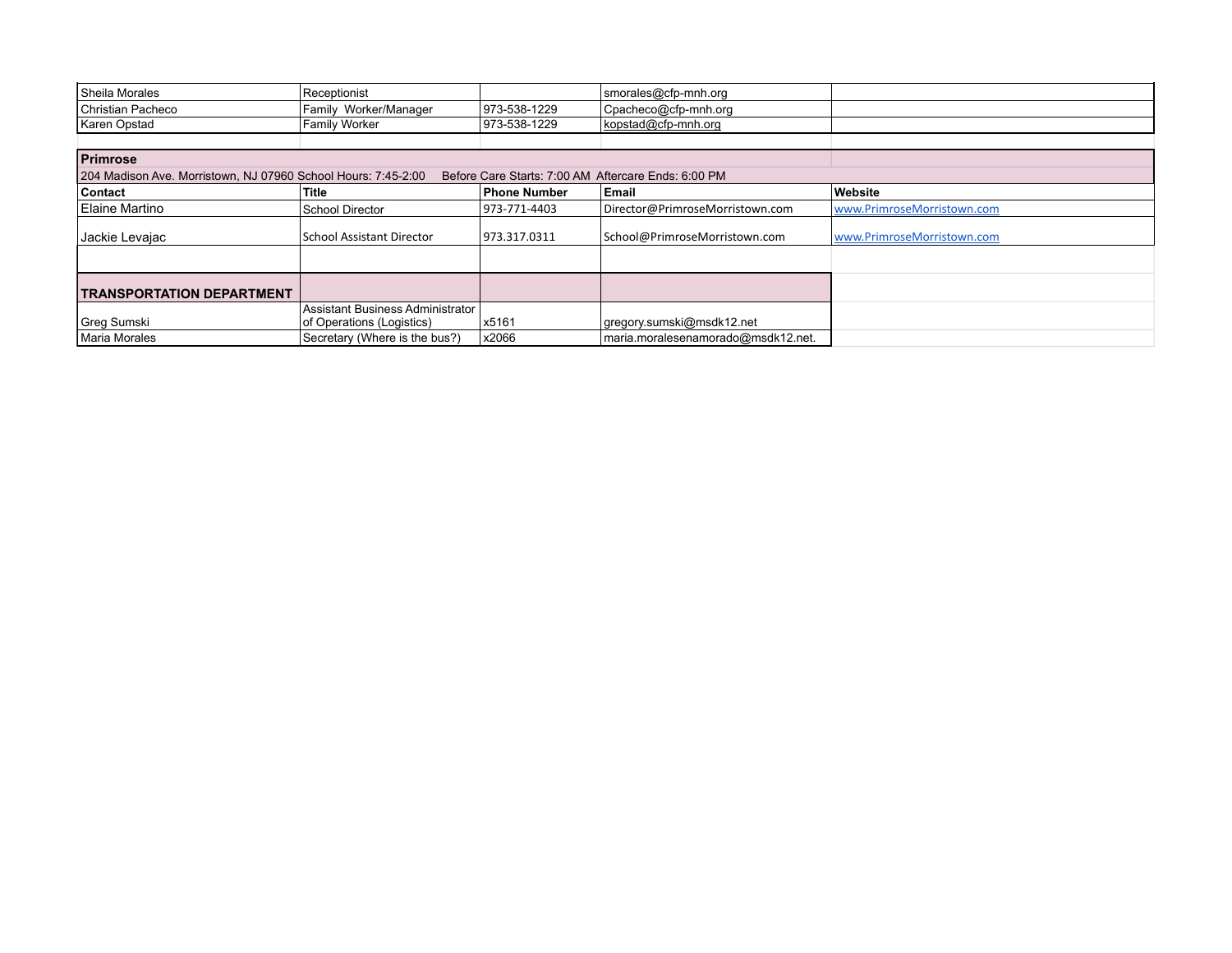| | | | | |
|---|---|---|---|---|
| Sheila Morales | Receptionist | | smorales@cfp-mnh.org | |
| Christian Pacheco | Family Worker/Manager | 973-538-1229 | Cpacheco@cfp-mnh.org | |
| Karen Opstad | Family Worker | 973-538-1229 | kopstad@cfp-mnh.org | |

| **Primrose** | | | | |
|---|---|---|---|---|
| 204 Madison Ave. Morristown, NJ 07960 School Hours: 7:45-2:00 Before Care Starts: 7:00 AM Aftercare Ends: 6:00 PM | | | | |
| **Contact** | **Title** | **Phone Number** | **Email** | **Website** |
| Elaine Martino | School Director | 973-771-4403 | Director@PrimroseMorristown.com | www.PrimroseMorristown.com |
| Jackie Levajac | School Assistant Director | 973.317.0311 | School@PrimroseMorristown.com | www.PrimroseMorristown.com |

| **TRANSPORTATION DEPARTMENT** | | | |
|---|---|---|---|
| Greg Sumski | Assistant Business Administrator of Operations (Logistics) | x5161 | gregory.sumski@msdk12.net |
| Maria Morales | Secretary (Where is the bus?) | x2066 | maria.moralesenamorado@msdk12.net. |